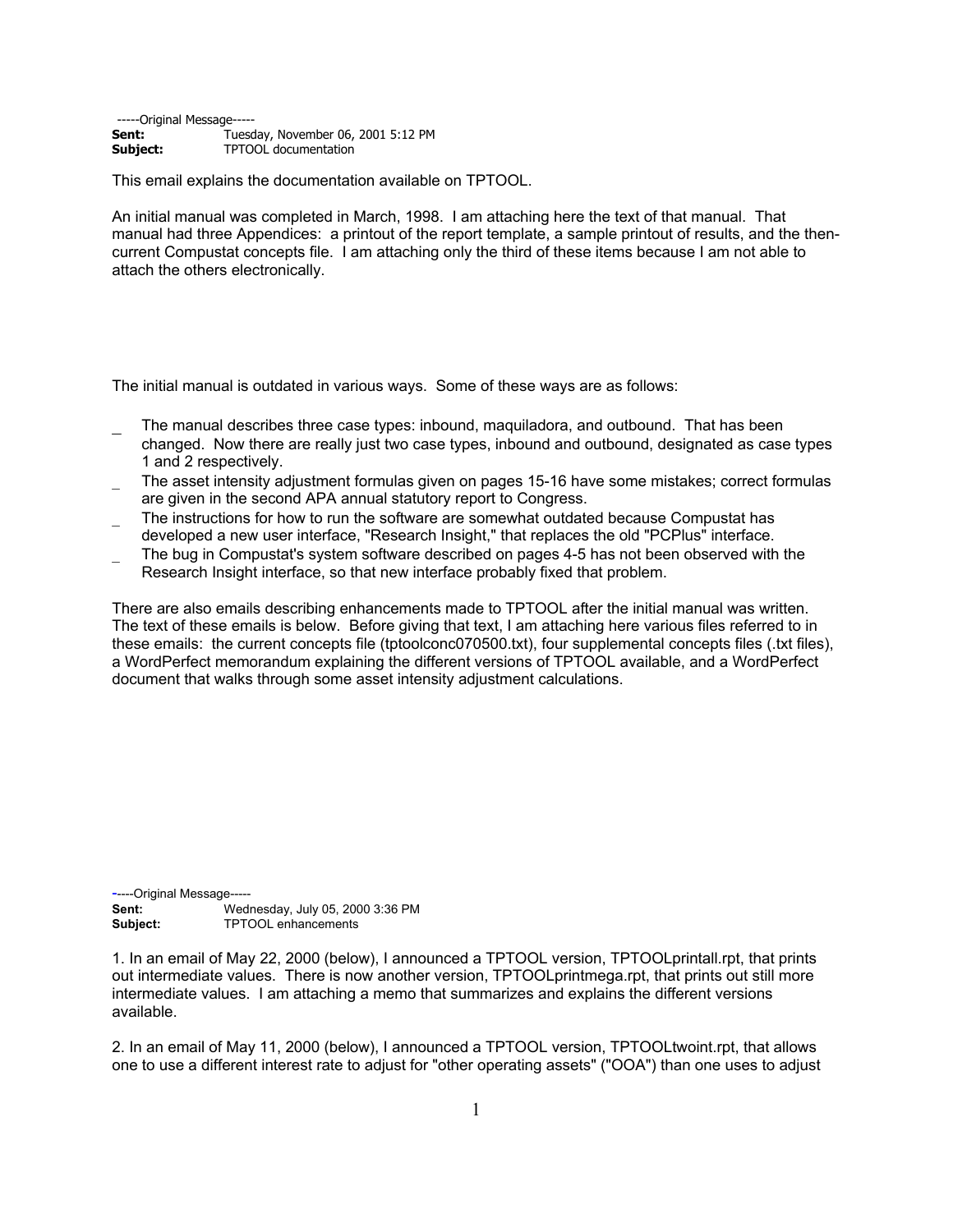-----Original Message-----
**Sent:** Tuesday, November 06, 2001 5:12 PM
**Subject:** TPTOOL documentation

This email explains the documentation available on TPTOOL.

An initial manual was completed in March, 1998. I am attaching here the text of that manual. That manual had three Appendices: a printout of the report template, a sample printout of results, and the then-current Compustat concepts file. I am attaching only the third of these items because I am not able to attach the others electronically.

The initial manual is outdated in various ways. Some of these ways are as follows:

- The manual describes three case types: inbound, maquiladora, and outbound. That has been changed. Now there are really just two case types, inbound and outbound, designated as case types 1 and 2 respectively.
- The asset intensity adjustment formulas given on pages 15-16 have some mistakes; correct formulas are given in the second APA annual statutory report to Congress.
- The instructions for how to run the software are somewhat outdated because Compustat has developed a new user interface, "Research Insight," that replaces the old "PCPlus" interface.
- The bug in Compustat's system software described on pages 4-5 has not been observed with the Research Insight interface, so that new interface probably fixed that problem.

There are also emails describing enhancements made to TPTOOL after the initial manual was written. The text of these emails is below. Before giving that text, I am attaching here various files referred to in these emails: the current concepts file (tptoolconc070500.txt), four supplemental concepts files (.txt files), a WordPerfect memorandum explaining the different versions of TPTOOL available, and a WordPerfect document that walks through some asset intensity adjustment calculations.

-----Original Message-----
**Sent:** Wednesday, July 05, 2000 3:36 PM
**Subject:** TPTOOL enhancements

1. In an email of May 22, 2000 (below), I announced a TPTOOL version, TPTOOLprintall.rpt, that prints out intermediate values. There is now another version, TPTOOLprintmega.rpt, that prints out still more intermediate values. I am attaching a memo that summarizes and explains the different versions available.

2. In an email of May 11, 2000 (below), I announced a TPTOOL version, TPTOOLtwoint.rpt, that allows one to use a different interest rate to adjust for "other operating assets" ("OOA") than one uses to adjust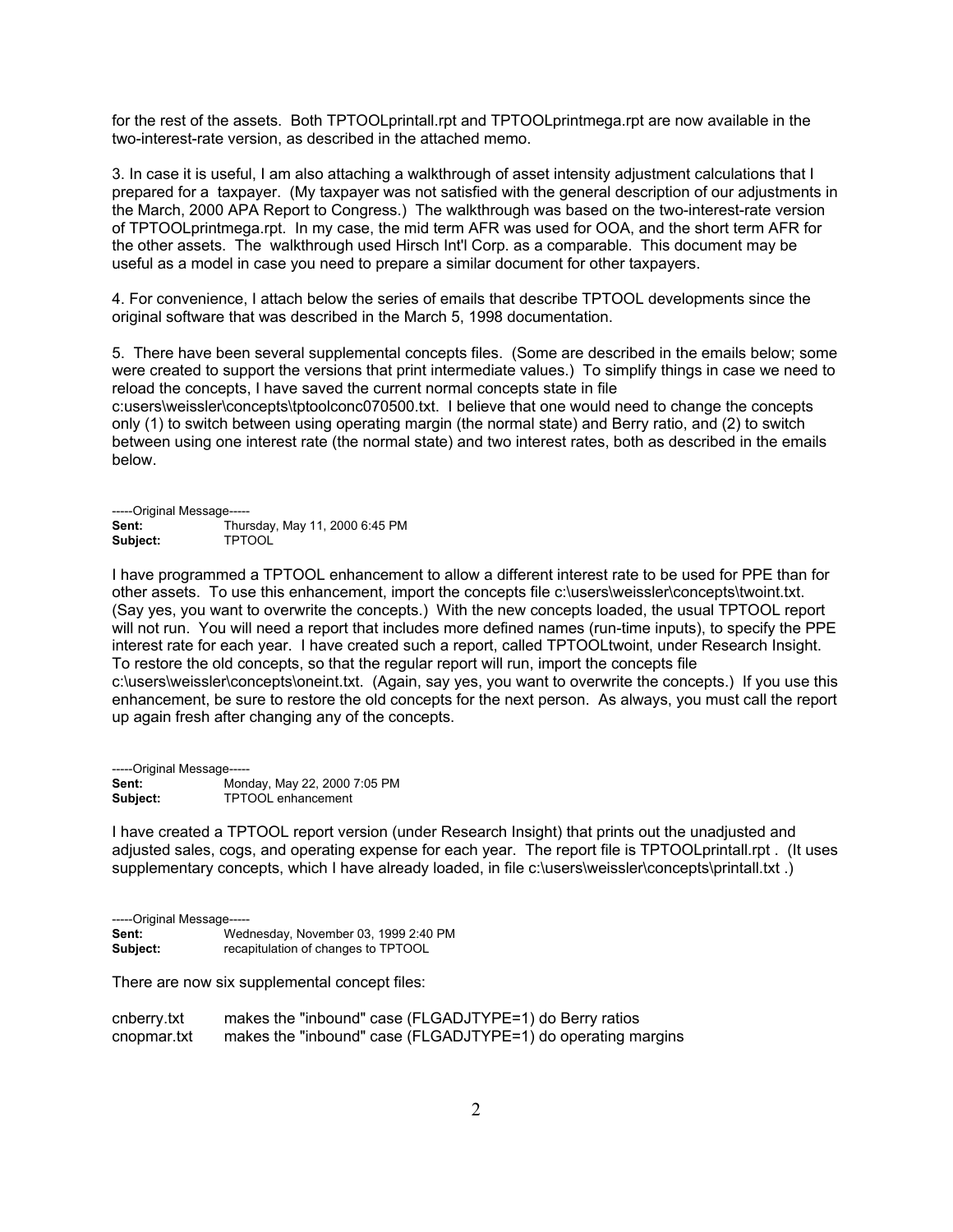for the rest of the assets. Both TPTOOLprintall.rpt and TPTOOLprintmega.rpt are now available in the two-interest-rate version, as described in the attached memo.

3. In case it is useful, I am also attaching a walkthrough of asset intensity adjustment calculations that I prepared for a taxpayer. (My taxpayer was not satisfied with the general description of our adjustments in the March, 2000 APA Report to Congress.) The walkthrough was based on the two-interest-rate version of TPTOOLprintmega.rpt. In my case, the mid term AFR was used for OOA, and the short term AFR for the other assets. The walkthrough used Hirsch Int'l Corp. as a comparable. This document may be useful as a model in case you need to prepare a similar document for other taxpayers.

4. For convenience, I attach below the series of emails that describe TPTOOL developments since the original software that was described in the March 5, 1998 documentation.

5. There have been several supplemental concepts files. (Some are described in the emails below; some were created to support the versions that print intermediate values.) To simplify things in case we need to reload the concepts, I have saved the current normal concepts state in file c:users\weissler\concepts\tptoolconc070500.txt. I believe that one would need to change the concepts only (1) to switch between using operating margin (the normal state) and Berry ratio, and (2) to switch between using one interest rate (the normal state) and two interest rates, both as described in the emails below.

-----Original Message-----
**Sent:** Thursday, May 11, 2000 6:45 PM
**Subject:** TPTOOL

I have programmed a TPTOOL enhancement to allow a different interest rate to be used for PPE than for other assets. To use this enhancement, import the concepts file c:\users\weissler\concepts\twoint.txt. (Say yes, you want to overwrite the concepts.) With the new concepts loaded, the usual TPTOOL report will not run. You will need a report that includes more defined names (run-time inputs), to specify the PPE interest rate for each year. I have created such a report, called TPTOOLtwoint, under Research Insight. To restore the old concepts, so that the regular report will run, import the concepts file c:\users\weissler\concepts\oneint.txt. (Again, say yes, you want to overwrite the concepts.) If you use this enhancement, be sure to restore the old concepts for the next person. As always, you must call the report up again fresh after changing any of the concepts.

-----Original Message-----
**Sent:** Monday, May 22, 2000 7:05 PM
**Subject:** TPTOOL enhancement

I have created a TPTOOL report version (under Research Insight) that prints out the unadjusted and adjusted sales, cogs, and operating expense for each year. The report file is TPTOOLprintall.rpt . (It uses supplementary concepts, which I have already loaded, in file c:\users\weissler\concepts\printall.txt .)

-----Original Message-----
**Sent:** Wednesday, November 03, 1999 2:40 PM
**Subject:** recapitulation of changes to TPTOOL

There are now six supplemental concept files:

cnberry.txt     makes the "inbound" case (FLGADJTYPE=1) do Berry ratios
cnopmar.txt     makes the "inbound" case (FLGADJTYPE=1) do operating margins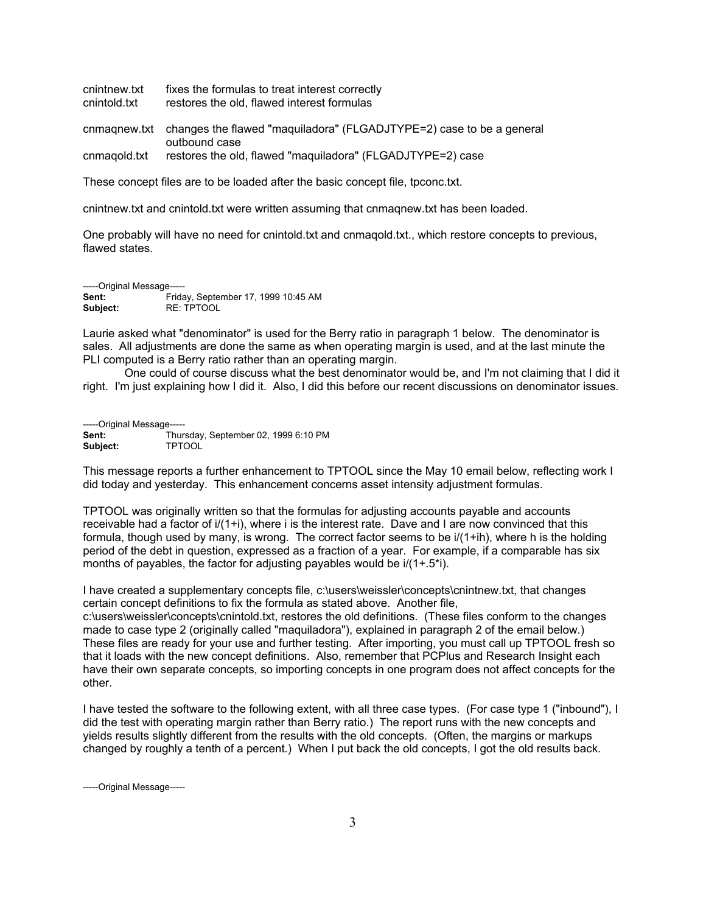| | |
|---|---|
| cnintnew.txt | fixes the formulas to treat interest correctly |
| cnintold.txt | restores the old, flawed interest formulas |
| cnmaqnew.txt | changes the flawed "maquiladora" (FLGADJTYPE=2) case to be a general outbound case |
| cnmaqold.txt | restores the old, flawed "maquiladora" (FLGADJTYPE=2) case |

These concept files are to be loaded after the basic concept file, tpconc.txt.

cnintnew.txt and cnintold.txt were written assuming that cnmaqnew.txt has been loaded.

One probably will have no need for cnintold.txt and cnmaqold.txt., which restore concepts to previous, flawed states.

-----Original Message-----
**Sent:** Friday, September 17, 1999 10:45 AM
**Subject:** RE: TPTOOL

Laurie asked what "denominator" is used for the Berry ratio in paragraph 1 below. The denominator is sales. All adjustments are done the same as when operating margin is used, and at the last minute the PLI computed is a Berry ratio rather than an operating margin.

One could of course discuss what the best denominator would be, and I'm not claiming that I did it right. I'm just explaining how I did it. Also, I did this before our recent discussions on denominator issues.

-----Original Message-----
**Sent:** Thursday, September 02, 1999 6:10 PM
**Subject:** TPTOOL

This message reports a further enhancement to TPTOOL since the May 10 email below, reflecting work I did today and yesterday. This enhancement concerns asset intensity adjustment formulas.

TPTOOL was originally written so that the formulas for adjusting accounts payable and accounts receivable had a factor of $i/(1+i)$, where i is the interest rate. Dave and I are now convinced that this formula, though used by many, is wrong. The correct factor seems to be $i/(1+ih)$, where h is the holding period of the debt in question, expressed as a fraction of a year. For example, if a comparable has six months of payables, the factor for adjusting payables would be $i/(1+.5*i)$.

I have created a supplementary concepts file, c:\users\weissler\concepts\cnintnew.txt, that changes certain concept definitions to fix the formula as stated above. Another file, c:\users\weissler\concepts\cnintold.txt, restores the old definitions. (These files conform to the changes made to case type 2 (originally called "maquiladora"), explained in paragraph 2 of the email below.) These files are ready for your use and further testing. After importing, you must call up TPTOOL fresh so that it loads with the new concept definitions. Also, remember that PCPlus and Research Insight each have their own separate concepts, so importing concepts in one program does not affect concepts for the other.

I have tested the software to the following extent, with all three case types. (For case type 1 ("inbound"), I did the test with operating margin rather than Berry ratio.) The report runs with the new concepts and yields results slightly different from the results with the old concepts. (Often, the margins or markups changed by roughly a tenth of a percent.) When I put back the old concepts, I got the old results back.

-----Original Message-----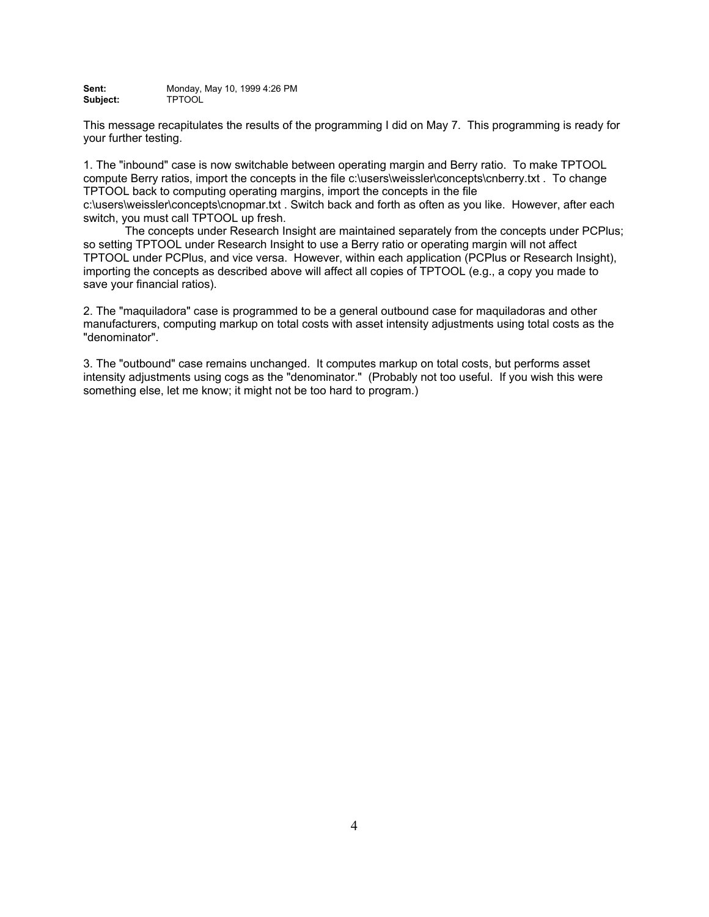**Sent:** Monday, May 10, 1999 4:26 PM
**Subject:** TPTOOL

This message recapitulates the results of the programming I did on May 7. This programming is ready for your further testing.

1. The "inbound" case is now switchable between operating margin and Berry ratio. To make TPTOOL compute Berry ratios, import the concepts in the file c:\users\weissler\concepts\cnberry.txt . To change TPTOOL back to computing operating margins, import the concepts in the file c:\users\weissler\concepts\cnopmar.txt . Switch back and forth as often as you like. However, after each switch, you must call TPTOOL up fresh.

The concepts under Research Insight are maintained separately from the concepts under PCPlus; so setting TPTOOL under Research Insight to use a Berry ratio or operating margin will not affect TPTOOL under PCPlus, and vice versa. However, within each application (PCPlus or Research Insight), importing the concepts as described above will affect all copies of TPTOOL (e.g., a copy you made to save your financial ratios).

2. The "maquiladora" case is programmed to be a general outbound case for maquiladoras and other manufacturers, computing markup on total costs with asset intensity adjustments using total costs as the "denominator".

3. The "outbound" case remains unchanged. It computes markup on total costs, but performs asset intensity adjustments using cogs as the "denominator." (Probably not too useful. If you wish this were something else, let me know; it might not be too hard to program.)